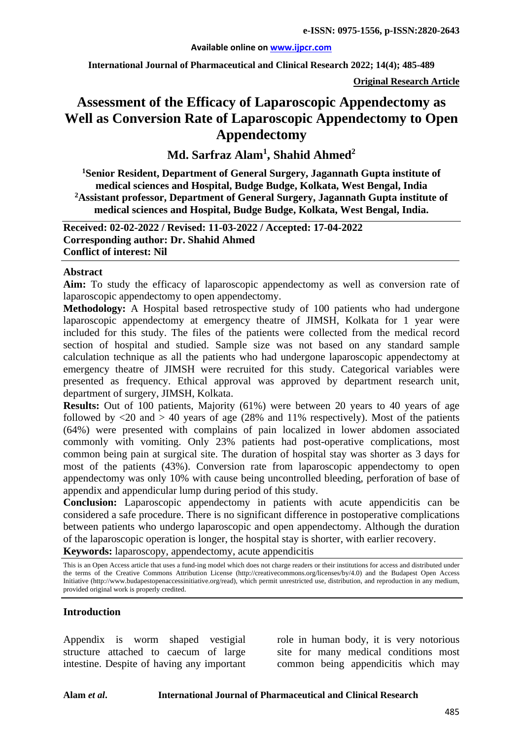**Original Research Article**

# Assessment of the Efficacy of Laparoscopic Appendectomy as Well as Conversion Rate of Laparoscopic Appendectomy to Open Appendectomy

## Md. Sarfraz Alam[1], Shahid Ahmed[2]

**[1]Senior Resident, Department of General Surgery, Jagannath Gupta institute of medical sciences and Hospital, Budge Budge, Kolkata, West Bengal, India**
**[2]Assistant professor, Department of General Surgery, Jagannath Gupta institute of medical sciences and Hospital, Budge Budge, Kolkata, West Bengal, India.**

**Received: 02-02-2022 / Revised: 11-03-2022 / Accepted: 17-04-2022**
**Corresponding author: Dr. Shahid Ahmed**
**Conflict of interest: Nil**

### Abstract

**Aim:** To study the efficacy of laparoscopic appendectomy as well as conversion rate of laparoscopic appendectomy to open appendectomy.

**Methodology:** A Hospital based retrospective study of 100 patients who had undergone laparoscopic appendectomy at emergency theatre of JIMSH, Kolkata for 1 year were included for this study. The files of the patients were collected from the medical record section of hospital and studied. Sample size was not based on any standard sample calculation technique as all the patients who had undergone laparoscopic appendectomy at emergency theatre of JIMSH were recruited for this study. Categorical variables were presented as frequency. Ethical approval was approved by department research unit, department of surgery, JIMSH, Kolkata.

**Results:** Out of 100 patients, Majority (61%) were between 20 years to 40 years of age followed by <20 and > 40 years of age (28% and 11% respectively). Most of the patients (64%) were presented with complains of pain localized in lower abdomen associated commonly with vomiting. Only 23% patients had post-operative complications, most common being pain at surgical site. The duration of hospital stay was shorter as 3 days for most of the patients (43%). Conversion rate from laparoscopic appendectomy to open appendectomy was only 10% with cause being uncontrolled bleeding, perforation of base of appendix and appendicular lump during period of this study.

**Conclusion:** Laparoscopic appendectomy in patients with acute appendicitis can be considered a safe procedure. There is no significant difference in postoperative complications between patients who undergo laparoscopic and open appendectomy. Although the duration of the laparoscopic operation is longer, the hospital stay is shorter, with earlier recovery.

**Keywords:** laparoscopy, appendectomy, acute appendicitis

This is an Open Access article that uses a fund-ing model which does not charge readers or their institutions for access and distributed under the terms of the Creative Commons Attribution License (http://creativecommons.org/licenses/by/4.0) and the Budapest Open Access Initiative (http://www.budapestopenaccessinitiative.org/read), which permit unrestricted use, distribution, and reproduction in any medium, provided original work is properly credited.

### Introduction

Appendix is worm shaped vestigial structure attached to caecum of large intestine. Despite of having any important role in human body, it is very notorious site for many medical conditions most common being appendicitis which may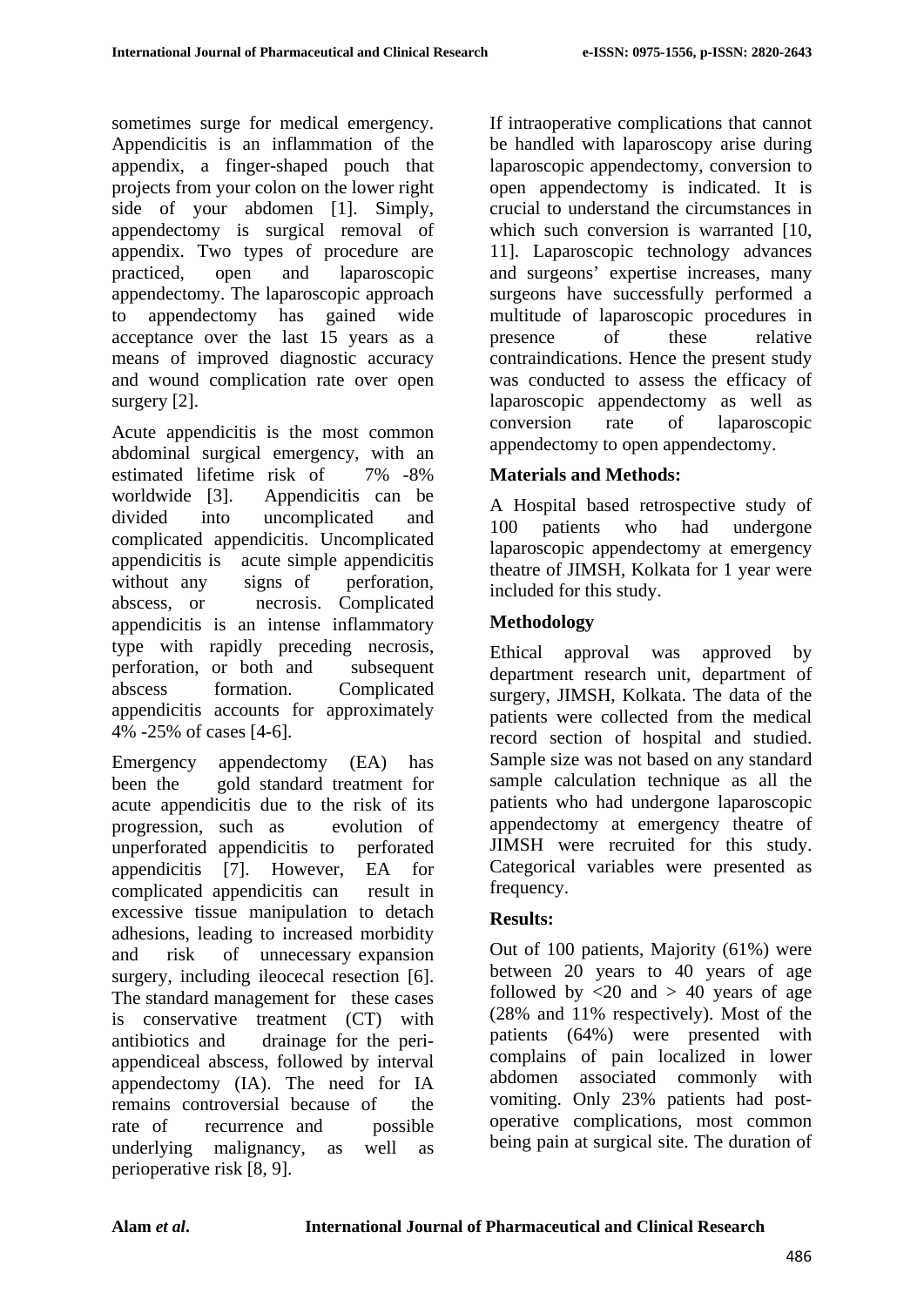sometimes surge for medical emergency. Appendicitis is an inflammation of the appendix, a finger-shaped pouch that projects from your colon on the lower right side of your abdomen [1]. Simply, appendectomy is surgical removal of appendix. Two types of procedure are practiced, open and laparoscopic appendectomy. The laparoscopic approach to appendectomy has gained wide acceptance over the last 15 years as a means of improved diagnostic accuracy and wound complication rate over open surgery [2].

Acute appendicitis is the most common abdominal surgical emergency, with an estimated lifetime risk of 7% -8% worldwide [3]. Appendicitis can be divided into uncomplicated and complicated appendicitis. Uncomplicated appendicitis is acute simple appendicitis without any signs of perforation, abscess, or necrosis. Complicated appendicitis is an intense inflammatory type with rapidly preceding necrosis, perforation, or both and subsequent abscess formation. Complicated appendicitis accounts for approximately 4% -25% of cases [4-6].

Emergency appendectomy (EA) has been the gold standard treatment for acute appendicitis due to the risk of its progression, such as evolution of unperforated appendicitis to perforated appendicitis [7]. However, EA for complicated appendicitis can result in excessive tissue manipulation to detach adhesions, leading to increased morbidity and risk of unnecessary expansion surgery, including ileocecal resection [6]. The standard management for these cases is conservative treatment (CT) with antibiotics and drainage for the peri-appendiceal abscess, followed by interval appendectomy (IA). The need for IA remains controversial because of the rate of recurrence and possible underlying malignancy, as well as perioperative risk [8, 9].

If intraoperative complications that cannot be handled with laparoscopy arise during laparoscopic appendectomy, conversion to open appendectomy is indicated. It is crucial to understand the circumstances in which such conversion is warranted [10, 11]. Laparoscopic technology advances and surgeons' expertise increases, many surgeons have successfully performed a multitude of laparoscopic procedures in presence of these relative contraindications. Hence the present study was conducted to assess the efficacy of laparoscopic appendectomy as well as conversion rate of laparoscopic appendectomy to open appendectomy.

## Materials and Methods:

A Hospital based retrospective study of 100 patients who had undergone laparoscopic appendectomy at emergency theatre of JIMSH, Kolkata for 1 year were included for this study.

## Methodology

Ethical approval was approved by department research unit, department of surgery, JIMSH, Kolkata. The data of the patients were collected from the medical record section of hospital and studied. Sample size was not based on any standard sample calculation technique as all the patients who had undergone laparoscopic appendectomy at emergency theatre of JIMSH were recruited for this study. Categorical variables were presented as frequency.

## Results:

Out of 100 patients, Majority (61%) were between 20 years to 40 years of age followed by <20 and > 40 years of age (28% and 11% respectively). Most of the patients (64%) were presented with complains of pain localized in lower abdomen associated commonly with vomiting. Only 23% patients had post-operative complications, most common being pain at surgical site. The duration of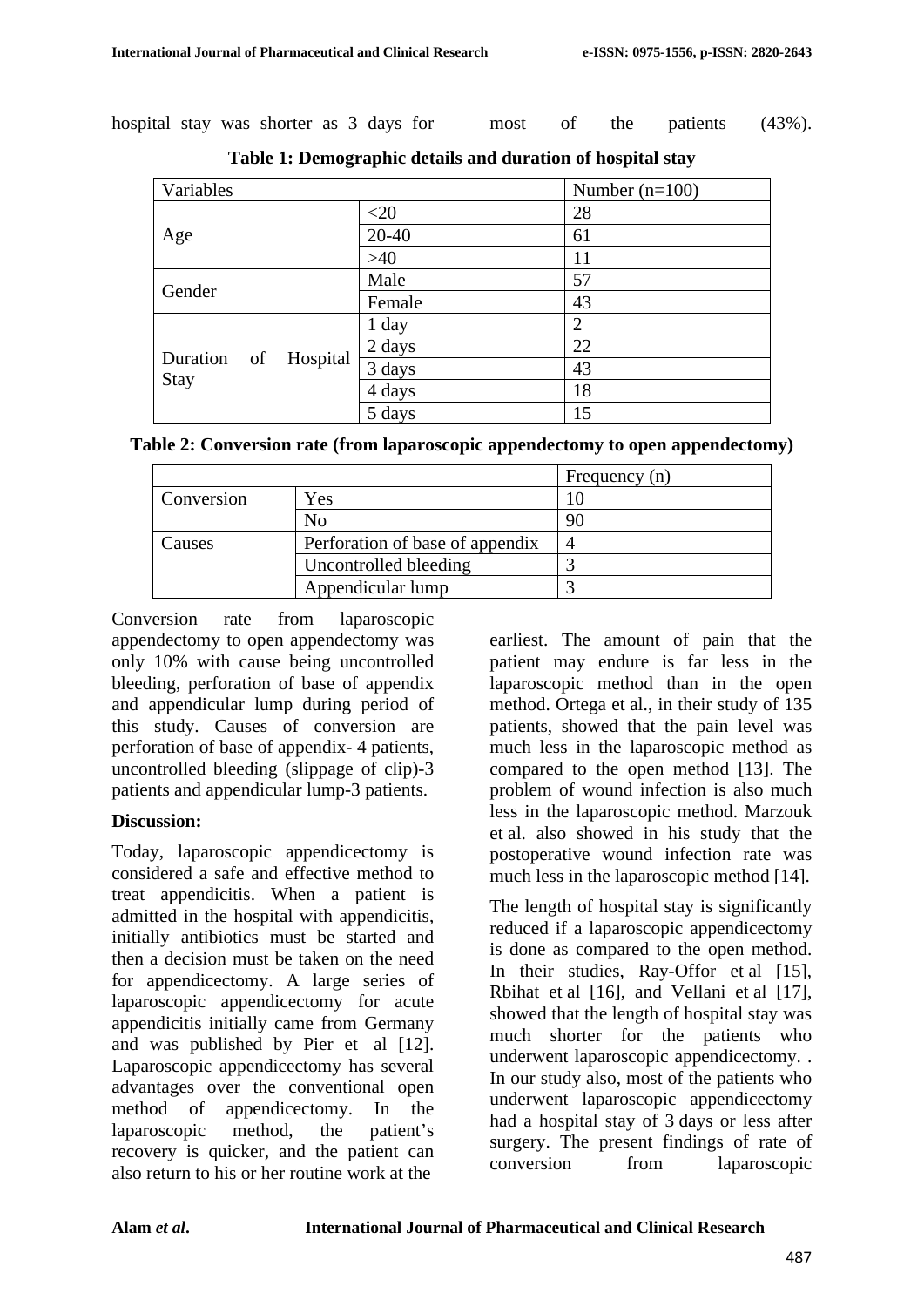hospital stay was shorter as 3 days for most of the patients (43%).

**Table 1: Demographic details and duration of hospital stay**

| Variables | | Number (n=100) |
|---|---|---|
| Age | <20 | 28 |
| | 20-40 | 61 |
| | >40 | 11 |
| Gender | Male | 57 |
| | Female | 43 |
| Duration of Hospital Stay | 1 day | 2 |
| | 2 days | 22 |
| | 3 days | 43 |
| | 4 days | 18 |
| | 5 days | 15 |

**Table 2: Conversion rate (from laparoscopic appendectomy to open appendectomy)**

| | | Frequency (n) |
|---|---|---|
| Conversion | Yes | 10 |
| | No | 90 |
| Causes | Perforation of base of appendix | 4 |
| | Uncontrolled bleeding | 3 |
| | Appendicular lump | 3 |

Conversion rate from laparoscopic appendectomy to open appendectomy was only 10% with cause being uncontrolled bleeding, perforation of base of appendix and appendicular lump during period of this study. Causes of conversion are perforation of base of appendix- 4 patients, uncontrolled bleeding (slippage of clip)-3 patients and appendicular lump-3 patients.

**Discussion:**

Today, laparoscopic appendicectomy is considered a safe and effective method to treat appendicitis. When a patient is admitted in the hospital with appendicitis, initially antibiotics must be started and then a decision must be taken on the need for appendicectomy. A large series of laparoscopic appendicectomy for acute appendicitis initially came from Germany and was published by Pier et al [12]. Laparoscopic appendicectomy has several advantages over the conventional open method of appendicectomy. In the laparoscopic method, the patient's recovery is quicker, and the patient can also return to his or her routine work at the earliest. The amount of pain that the patient may endure is far less in the laparoscopic method than in the open method. Ortega et al., in their study of 135 patients, showed that the pain level was much less in the laparoscopic method as compared to the open method [13]. The problem of wound infection is also much less in the laparoscopic method. Marzouk et al. also showed in his study that the postoperative wound infection rate was much less in the laparoscopic method [14].

The length of hospital stay is significantly reduced if a laparoscopic appendicectomy is done as compared to the open method. In their studies, Ray-Offor et al [15], Rbihat et al [16], and Vellani et al [17], showed that the length of hospital stay was much shorter for the patients who underwent laparoscopic appendicectomy. . In our study also, most of the patients who underwent laparoscopic appendicectomy had a hospital stay of 3 days or less after surgery. The present findings of rate of conversion from laparoscopic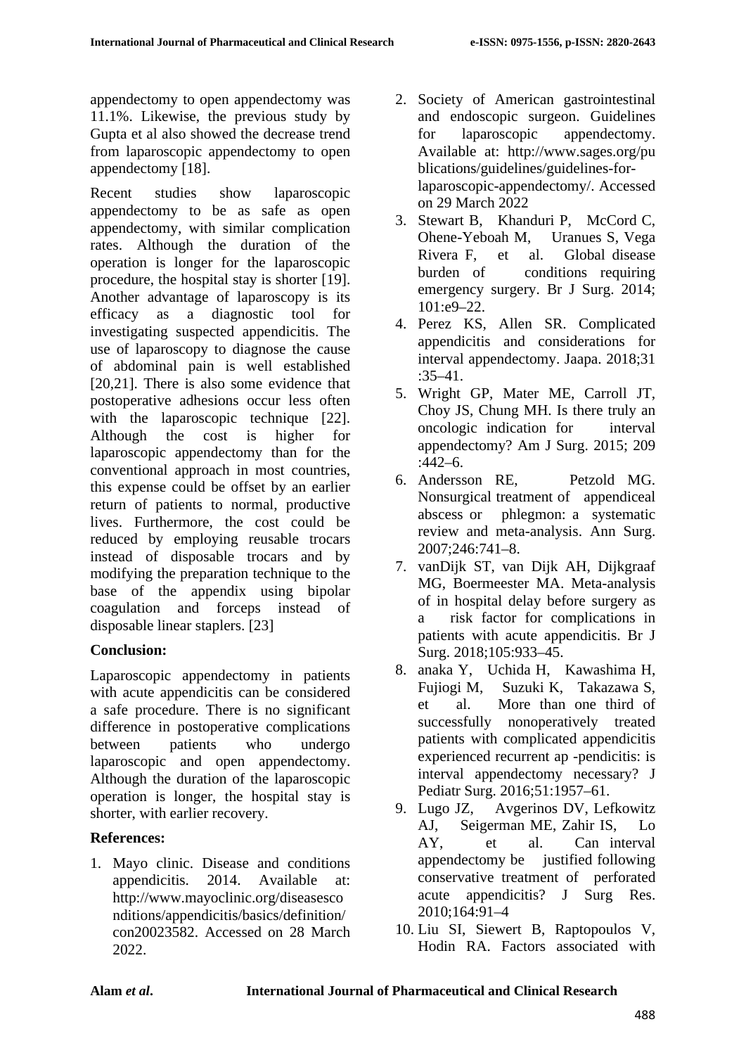appendectomy to open appendectomy was 11.1%. Likewise, the previous study by Gupta et al also showed the decrease trend from laparoscopic appendectomy to open appendectomy [18].

Recent studies show laparoscopic appendectomy to be as safe as open appendectomy, with similar complication rates. Although the duration of the operation is longer for the laparoscopic procedure, the hospital stay is shorter [19]. Another advantage of laparoscopy is its efficacy as a diagnostic tool for investigating suspected appendicitis. The use of laparoscopy to diagnose the cause of abdominal pain is well established [20,21]. There is also some evidence that postoperative adhesions occur less often with the laparoscopic technique [22]. Although the cost is higher for laparoscopic appendectomy than for the conventional approach in most countries, this expense could be offset by an earlier return of patients to normal, productive lives. Furthermore, the cost could be reduced by employing reusable trocars instead of disposable trocars and by modifying the preparation technique to the base of the appendix using bipolar coagulation and forceps instead of disposable linear staplers. [23]

**Conclusion:**

Laparoscopic appendectomy in patients with acute appendicitis can be considered a safe procedure. There is no significant difference in postoperative complications between patients who undergo laparoscopic and open appendectomy. Although the duration of the laparoscopic operation is longer, the hospital stay is shorter, with earlier recovery.

**References:**

1. Mayo clinic. Disease and conditions appendicitis. 2014. Available at: http://www.mayoclinic.org/diseasesconditions/appendicitis/basics/definition/con20023582. Accessed on 28 March 2022.
2. Society of American gastrointestinal and endoscopic surgeon. Guidelines for laparoscopic appendectomy. Available at: http://www.sages.org/publications/guidelines/guidelines-for-laparoscopic-appendectomy/. Accessed on 29 March 2022
3. Stewart B, Khanduri P, McCord C, Ohene-Yeboah M, Uranues S, Vega Rivera F, et al. Global disease burden of conditions requiring emergency surgery. Br J Surg. 2014; 101:e9–22.
4. Perez KS, Allen SR. Complicated appendicitis and considerations for interval appendectomy. Jaapa. 2018;31 :35–41.
5. Wright GP, Mater ME, Carroll JT, Choy JS, Chung MH. Is there truly an oncologic indication for interval appendectomy? Am J Surg. 2015; 209 :442–6.
6. Andersson RE, Petzold MG. Nonsurgical treatment of appendiceal abscess or phlegmon: a systematic review and meta-analysis. Ann Surg. 2007;246:741–8.
7. vanDijk ST, van Dijk AH, Dijkgraaf MG, Boermeester MA. Meta-analysis of in hospital delay before surgery as a risk factor for complications in patients with acute appendicitis. Br J Surg. 2018;105:933–45.
8. anaka Y, Uchida H, Kawashima H, Fujiogi M, Suzuki K, Takazawa S, et al. More than one third of successfully nonoperatively treated patients with complicated appendicitis experienced recurrent ap -pendicitis: is interval appendectomy necessary? J Pediatr Surg. 2016;51:1957–61.
9. Lugo JZ, Avgerinos DV, Lefkowitz AJ, Seigerman ME, Zahir IS, Lo AY, et al. Can interval appendectomy be justified following conservative treatment of perforated acute appendicitis? J Surg Res. 2010;164:91–4
10. Liu SI, Siewert B, Raptopoulos V, Hodin RA. Factors associated with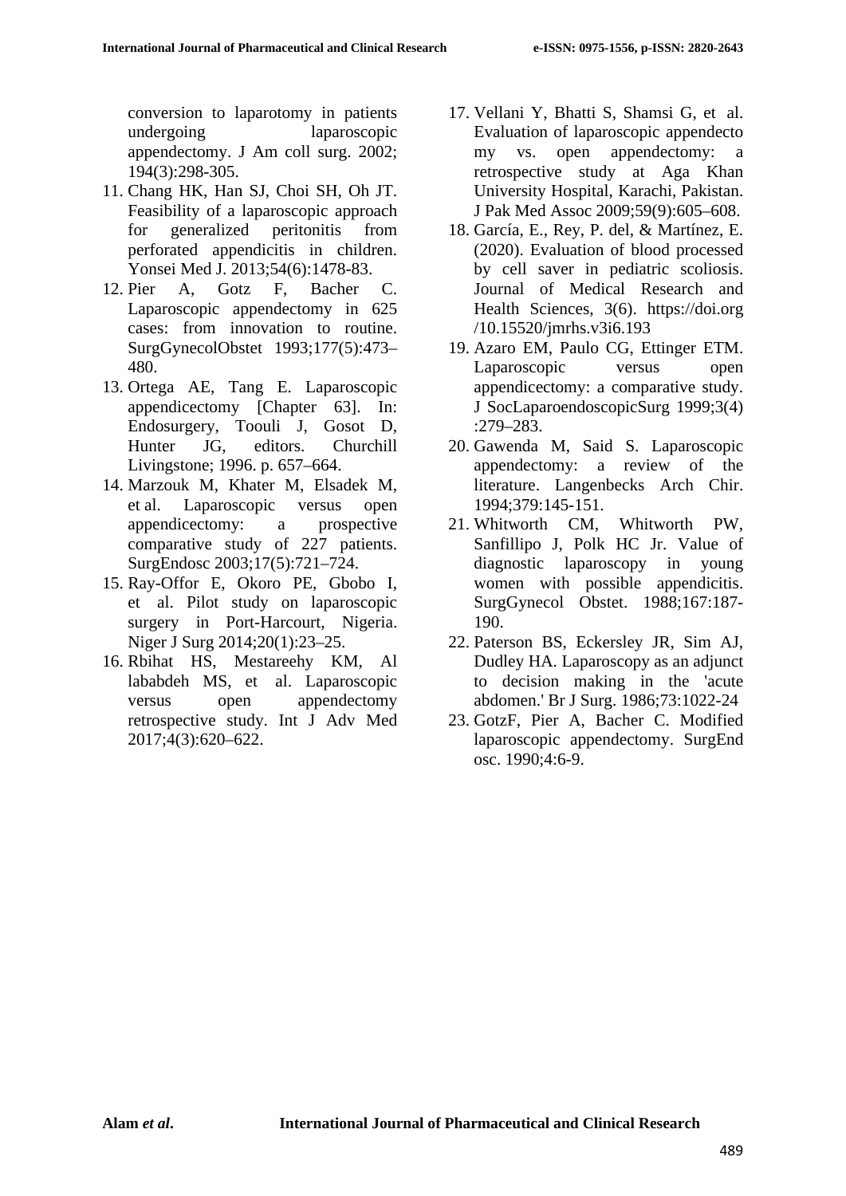conversion to laparotomy in patients undergoing laparoscopic appendectomy. J Am coll surg. 2002; 194(3):298-305.

11. Chang HK, Han SJ, Choi SH, Oh JT. Feasibility of a laparoscopic approach for generalized peritonitis from perforated appendicitis in children. Yonsei Med J. 2013;54(6):1478-83.
12. Pier A, Gotz F, Bacher C. Laparoscopic appendectomy in 625 cases: from innovation to routine. SurgGynecolObstet 1993;177(5):473–480.
13. Ortega AE, Tang E. Laparoscopic appendicectomy [Chapter 63]. In: Endosurgery, Toouli J, Gosot D, Hunter JG, editors. Churchill Livingstone; 1996. p. 657–664.
14. Marzouk M, Khater M, Elsadek M, et al. Laparoscopic versus open appendicectomy: a prospective comparative study of 227 patients. SurgEndosc 2003;17(5):721–724.
15. Ray-Offor E, Okoro PE, Gbobo I, et al. Pilot study on laparoscopic surgery in Port-Harcourt, Nigeria. Niger J Surg 2014;20(1):23–25.
16. Rbihat HS, Mestareehy KM, Al lababdeh MS, et al. Laparoscopic versus open appendectomy retrospective study. Int J Adv Med 2017;4(3):620–622.
17. Vellani Y, Bhatti S, Shamsi G, et al. Evaluation of laparoscopic appendectomy vs. open appendectomy: a retrospective study at Aga Khan University Hospital, Karachi, Pakistan. J Pak Med Assoc 2009;59(9):605–608.
18. García, E., Rey, P. del, & Martínez, E. (2020). Evaluation of blood processed by cell saver in pediatric scoliosis. Journal of Medical Research and Health Sciences, 3(6). https://doi.org/10.15520/jmrhs.v3i6.193
19. Azaro EM, Paulo CG, Ettinger ETM. Laparoscopic versus open appendicectomy: a comparative study. J SocLaparoendoscopicSurg 1999;3(4):279–283.
20. Gawenda M, Said S. Laparoscopic appendectomy: a review of the literature. Langenbecks Arch Chir. 1994;379:145-151.
21. Whitworth CM, Whitworth PW, Sanfillipo J, Polk HC Jr. Value of diagnostic laparoscopy in young women with possible appendicitis. SurgGynecol Obstet. 1988;167:187-190.
22. Paterson BS, Eckersley JR, Sim AJ, Dudley HA. Laparoscopy as an adjunct to decision making in the 'acute abdomen.' Br J Surg. 1986;73:1022-24
23. GotzF, Pier A, Bacher C. Modified laparoscopic appendectomy. SurgEndosc. 1990;4:6-9.